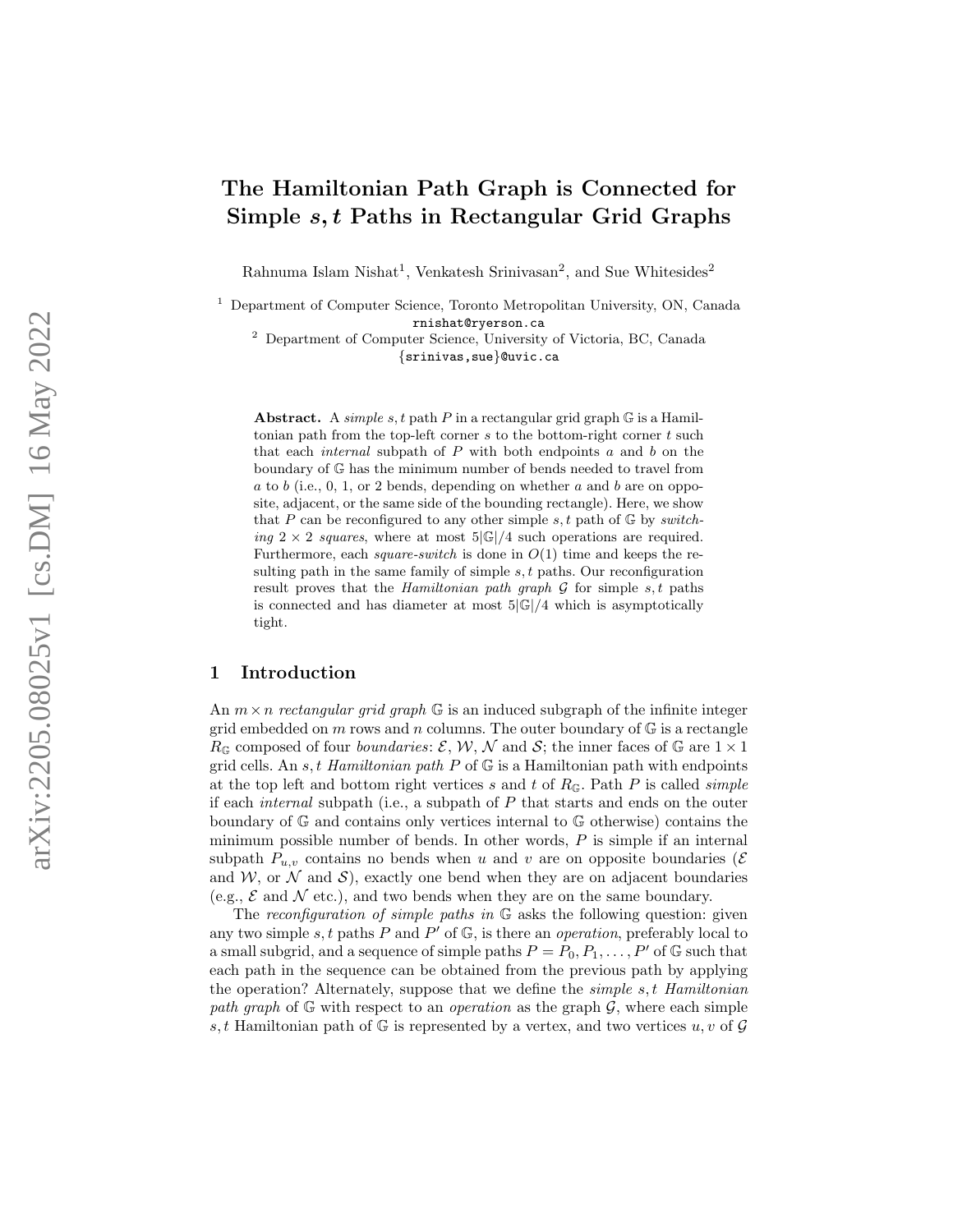# The Hamiltonian Path Graph is Connected for Simple $s, t$ Paths in Rectangular Grid Graphs

Rahnuma Islam Nishat[1], Venkatesh Srinivasan[2], and Sue Whitesides[2]

[1] Department of Computer Science, Toronto Metropolitan University, ON, Canada
rnishat@ryerson.ca

[2] Department of Computer Science, University of Victoria, BC, Canada
{srinivas,sue}@uvic.ca

**Abstract.** A *simple* $s, t$ path $P$ in a rectangular grid graph $\mathbb{G}$ is a Hamiltonian path from the top-left corner $s$ to the bottom-right corner $t$ such that each *internal* subpath of $P$ with both endpoints $a$ and $b$ on the boundary of $\mathbb{G}$ has the minimum number of bends needed to travel from $a$ to $b$ (i.e., 0, 1, or 2 bends, depending on whether $a$ and $b$ are on opposite, adjacent, or the same side of the bounding rectangle). Here, we show that $P$ can be reconfigured to any other simple $s, t$ path of $\mathbb{G}$ by *switching* $2 \times 2$ *squares*, where at most $5|\mathbb{G}|/4$ such operations are required. Furthermore, each *square-switch* is done in $O(1)$ time and keeps the resulting path in the same family of simple $s, t$ paths. Our reconfiguration result proves that the *Hamiltonian path graph* $\mathcal{G}$ for simple $s, t$ paths is connected and has diameter at most $5|\mathbb{G}|/4$ which is asymptotically tight.

## 1 Introduction

An $m \times n$ *rectangular grid graph* $\mathbb{G}$ is an induced subgraph of the infinite integer grid embedded on $m$ rows and $n$ columns. The outer boundary of $\mathbb{G}$ is a rectangle $R_{\mathbb{G}}$ composed of four *boundaries*: $\mathcal{E}$, $\mathcal{W}$, $\mathcal{N}$ and $\mathcal{S}$; the inner faces of $\mathbb{G}$ are $1 \times 1$ grid cells. An $s, t$ *Hamiltonian path* $P$ of $\mathbb{G}$ is a Hamiltonian path with endpoints at the top left and bottom right vertices $s$ and $t$ of $R_{\mathbb{G}}$. Path $P$ is called *simple* if each *internal* subpath (i.e., a subpath of $P$ that starts and ends on the outer boundary of $\mathbb{G}$ and contains only vertices internal to $\mathbb{G}$ otherwise) contains the minimum possible number of bends. In other words, $P$ is simple if an internal subpath $P_{u,v}$ contains no bends when $u$ and $v$ are on opposite boundaries ($\mathcal{E}$ and $\mathcal{W}$, or $\mathcal{N}$ and $\mathcal{S}$), exactly one bend when they are on adjacent boundaries (e.g., $\mathcal{E}$ and $\mathcal{N}$ etc.), and two bends when they are on the same boundary.

The *reconfiguration of simple paths in* $\mathbb{G}$ asks the following question: given any two simple $s, t$ paths $P$ and $P'$ of $\mathbb{G}$, is there an *operation*, preferably local to a small subgrid, and a sequence of simple paths $P = P_0, P_1, \ldots, P'$ of $\mathbb{G}$ such that each path in the sequence can be obtained from the previous path by applying the operation? Alternately, suppose that we define the *simple* $s, t$ *Hamiltonian path graph* of $\mathbb{G}$ with respect to an *operation* as the graph $\mathcal{G}$, where each simple $s, t$ Hamiltonian path of $\mathbb{G}$ is represented by a vertex, and two vertices $u, v$ of $\mathcal{G}$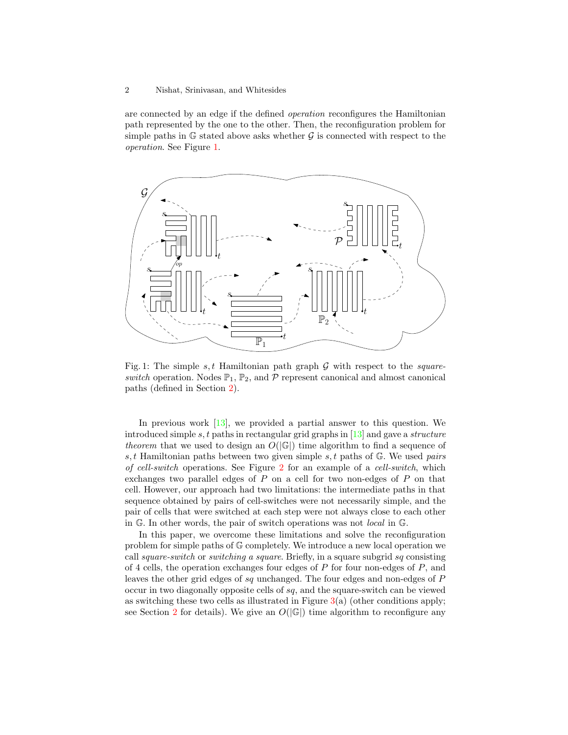are connected by an edge if the defined *operation* reconfigures the Hamiltonian path represented by the one to the other. Then, the reconfiguration problem for simple paths in $\mathbb{G}$ stated above asks whether $\mathcal{G}$ is connected with respect to the *operation*. See Figure 1.

Fig. 1: The simple $s, t$ Hamiltonian path graph $\mathcal{G}$ with respect to the *square-switch* operation. Nodes $\mathbb{P}_1$, $\mathbb{P}_2$, and $\mathcal{P}$ represent canonical and almost canonical paths (defined in Section 2).

In previous work [13], we provided a partial answer to this question. We introduced simple $s, t$ paths in rectangular grid graphs in [13] and gave a *structure theorem* that we used to design an $O(|\mathbb{G}|)$ time algorithm to find a sequence of $s, t$ Hamiltonian paths between two given simple $s, t$ paths of $\mathbb{G}$. We used *pairs of cell-switch* operations. See Figure 2 for an example of a *cell-switch*, which exchanges two parallel edges of $P$ on a cell for two non-edges of $P$ on that cell. However, our approach had two limitations: the intermediate paths in that sequence obtained by pairs of cell-switches were not necessarily simple, and the pair of cells that were switched at each step were not always close to each other in $\mathbb{G}$. In other words, the pair of switch operations was not *local* in $\mathbb{G}$.

In this paper, we overcome these limitations and solve the reconfiguration problem for simple paths of $\mathbb{G}$ completely. We introduce a new local operation we call *square-switch* or *switching a square*. Briefly, in a square subgrid $sq$ consisting of 4 cells, the operation exchanges four edges of $P$ for four non-edges of $P$, and leaves the other grid edges of $sq$ unchanged. The four edges and non-edges of $P$ occur in two diagonally opposite cells of $sq$, and the square-switch can be viewed as switching these two cells as illustrated in Figure 3(a) (other conditions apply; see Section 2 for details). We give an $O(|\mathbb{G}|)$ time algorithm to reconfigure any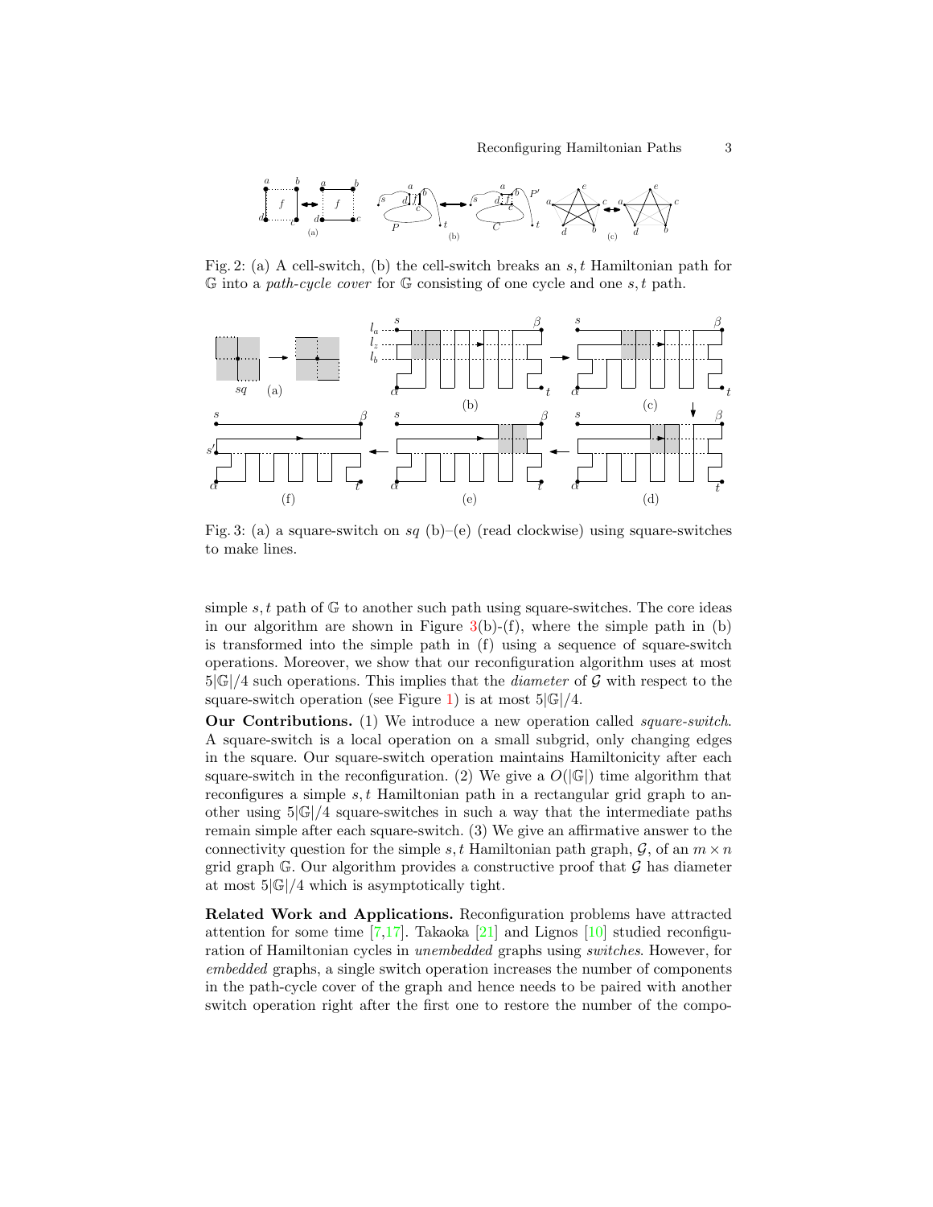Fig. 2: (a) A cell-switch, (b) the cell-switch breaks an $s, t$ Hamiltonian path for $\mathbb{G}$ into a *path-cycle cover* for $\mathbb{G}$ consisting of one cycle and one $s, t$ path.

Fig. 3: (a) a square-switch on $sq$ (b)–(e) (read clockwise) using square-switches to make lines.

simple $s, t$ path of $\mathbb{G}$ to another such path using square-switches. The core ideas in our algorithm are shown in Figure 3(b)-(f), where the simple path in (b) is transformed into the simple path in (f) using a sequence of square-switch operations. Moreover, we show that our reconfiguration algorithm uses at most $5|\mathbb{G}|/4$ such operations. This implies that the *diameter* of $\mathcal{G}$ with respect to the square-switch operation (see Figure 1) is at most $5|\mathbb{G}|/4$.

**Our Contributions.** (1) We introduce a new operation called *square-switch*. A square-switch is a local operation on a small subgrid, only changing edges in the square. Our square-switch operation maintains Hamiltonicity after each square-switch in the reconfiguration. (2) We give a $O(|\mathbb{G}|)$ time algorithm that reconfigures a simple $s, t$ Hamiltonian path in a rectangular grid graph to another using $5|\mathbb{G}|/4$ square-switches in such a way that the intermediate paths remain simple after each square-switch. (3) We give an affirmative answer to the connectivity question for the simple $s, t$ Hamiltonian path graph, $\mathcal{G}$, of an $m \times n$ grid graph $\mathbb{G}$. Our algorithm provides a constructive proof that $\mathcal{G}$ has diameter at most $5|\mathbb{G}|/4$ which is asymptotically tight.

**Related Work and Applications.** Reconfiguration problems have attracted attention for some time [7,17]. Takaoka [21] and Lignos [10] studied reconfiguration of Hamiltonian cycles in *unembedded* graphs using *switches*. However, for *embedded* graphs, a single switch operation increases the number of components in the path-cycle cover of the graph and hence needs to be paired with another switch operation right after the first one to restore the number of the compo-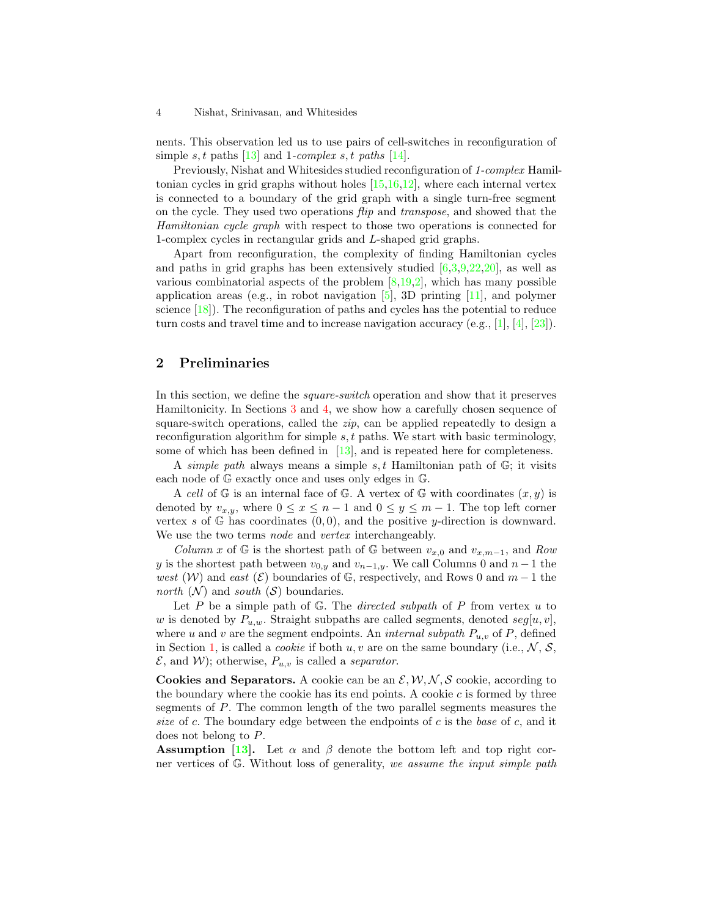nents. This observation led us to use pairs of cell-switches in reconfiguration of simple $s, t$ paths [13] and 1-*complex* $s, t$ *paths* [14].

Previously, Nishat and Whitesides studied reconfiguration of *1-complex* Hamiltonian cycles in grid graphs without holes [15,16,12], where each internal vertex is connected to a boundary of the grid graph with a single turn-free segment on the cycle. They used two operations *flip* and *transpose*, and showed that the *Hamiltonian cycle graph* with respect to those two operations is connected for 1-complex cycles in rectangular grids and $L$-shaped grid graphs.

Apart from reconfiguration, the complexity of finding Hamiltonian cycles and paths in grid graphs has been extensively studied [6,3,9,22,20], as well as various combinatorial aspects of the problem [8,19,2], which has many possible application areas (e.g., in robot navigation [5], 3D printing [11], and polymer science [18]). The reconfiguration of paths and cycles has the potential to reduce turn costs and travel time and to increase navigation accuracy (e.g., [1], [4], [23]).

## 2 Preliminaries

In this section, we define the *square-switch* operation and show that it preserves Hamiltonicity. In Sections 3 and 4, we show how a carefully chosen sequence of square-switch operations, called the *zip*, can be applied repeatedly to design a reconfiguration algorithm for simple $s, t$ paths. We start with basic terminology, some of which has been defined in [13], and is repeated here for completeness.

A *simple path* always means a simple $s, t$ Hamiltonian path of $\mathbb{G}$; it visits each node of $\mathbb{G}$ exactly once and uses only edges in $\mathbb{G}$.

A *cell* of $\mathbb{G}$ is an internal face of $\mathbb{G}$. A vertex of $\mathbb{G}$ with coordinates $(x, y)$ is denoted by $v_{x,y}$, where $0 \leq x \leq n-1$ and $0 \leq y \leq m-1$. The top left corner vertex $s$ of $\mathbb{G}$ has coordinates $(0, 0)$, and the positive $y$-direction is downward. We use the two terms *node* and *vertex* interchangeably.

*Column* $x$ of $\mathbb{G}$ is the shortest path of $\mathbb{G}$ between $v_{x,0}$ and $v_{x,m-1}$, and *Row* $y$ is the shortest path between $v_{0,y}$ and $v_{n-1,y}$. We call Columns 0 and $n-1$ the *west* ($\mathcal{W}$) and *east* ($\mathcal{E}$) boundaries of $\mathbb{G}$, respectively, and Rows 0 and $m-1$ the *north* ($\mathcal{N}$) and *south* ($\mathcal{S}$) boundaries.

Let $P$ be a simple path of $\mathbb{G}$. The *directed subpath* of $P$ from vertex $u$ to $w$ is denoted by $P_{u,w}$. Straight subpaths are called segments, denoted $seg[u, v]$, where $u$ and $v$ are the segment endpoints. An *internal subpath* $P_{u,v}$ of $P$, defined in Section 1, is called a *cookie* if both $u, v$ are on the same boundary (i.e., $\mathcal{N}$, $\mathcal{S}$, $\mathcal{E}$, and $\mathcal{W}$); otherwise, $P_{u,v}$ is called a *separator*.

**Cookies and Separators.** A cookie can be an $\mathcal{E}, \mathcal{W}, \mathcal{N}, \mathcal{S}$ cookie, according to the boundary where the cookie has its end points. A cookie $c$ is formed by three segments of $P$. The common length of the two parallel segments measures the *size* of $c$. The boundary edge between the endpoints of $c$ is the *base* of $c$, and it does not belong to $P$.

**Assumption [13].** Let $\alpha$ and $\beta$ denote the bottom left and top right corner vertices of $\mathbb{G}$. Without loss of generality, *we assume the input simple path*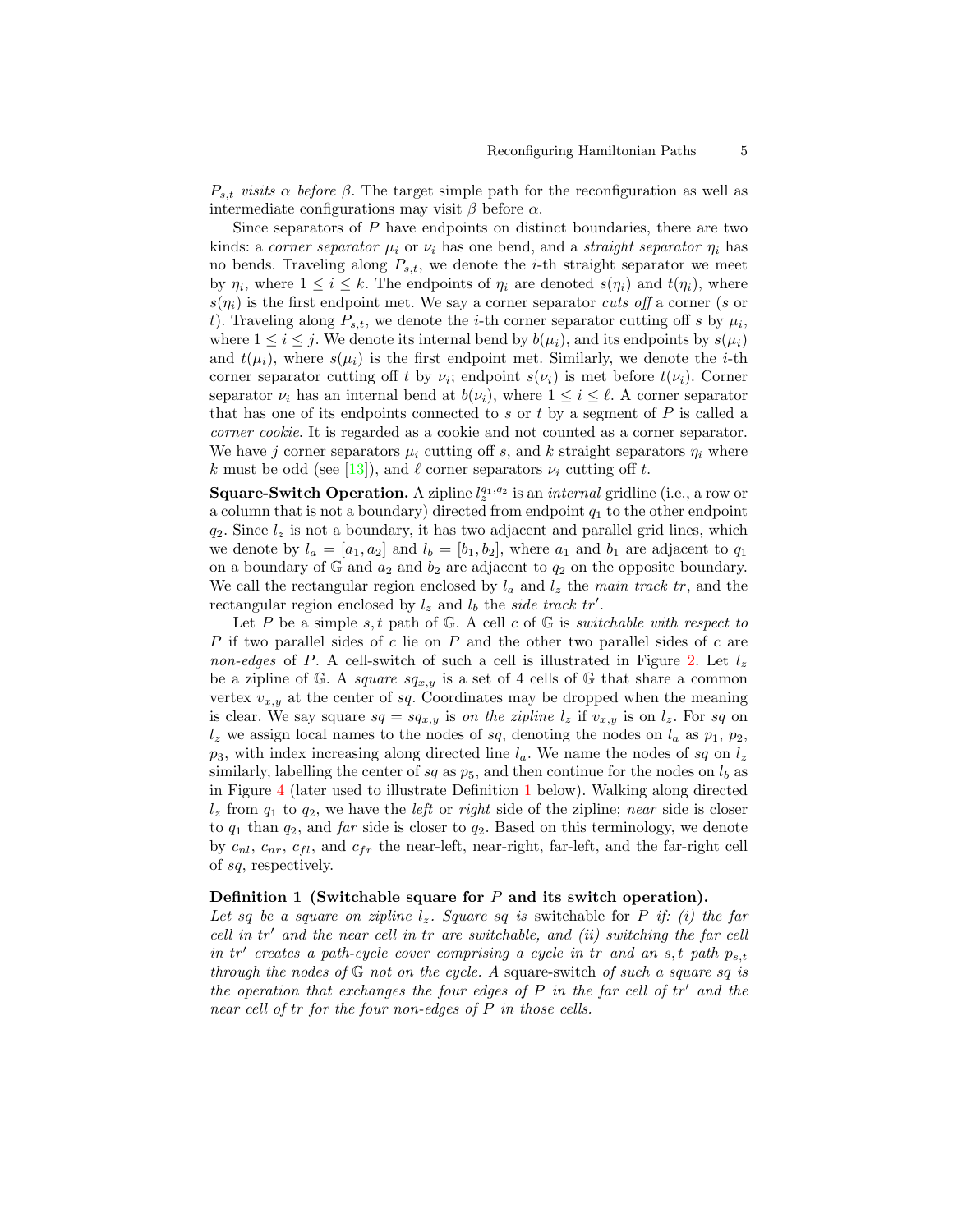$P_{s,t}$ *visits* $\alpha$ *before* $\beta$. The target simple path for the reconfiguration as well as intermediate configurations may visit $\beta$ before $\alpha$.

Since separators of $P$ have endpoints on distinct boundaries, there are two kinds: a *corner separator* $\mu_i$ or $\nu_i$ has one bend, and a *straight separator* $\eta_i$ has no bends. Traveling along $P_{s,t}$, we denote the $i$-th straight separator we meet by $\eta_i$, where $1 \leq i \leq k$. The endpoints of $\eta_i$ are denoted $s(\eta_i)$ and $t(\eta_i)$, where $s(\eta_i)$ is the first endpoint met. We say a corner separator *cuts off* a corner ($s$ or $t$). Traveling along $P_{s,t}$, we denote the $i$-th corner separator cutting off $s$ by $\mu_i$, where $1 \leq i \leq j$. We denote its internal bend by $b(\mu_i)$, and its endpoints by $s(\mu_i)$ and $t(\mu_i)$, where $s(\mu_i)$ is the first endpoint met. Similarly, we denote the $i$-th corner separator cutting off $t$ by $\nu_i$; endpoint $s(\nu_i)$ is met before $t(\nu_i)$. Corner separator $\nu_i$ has an internal bend at $b(\nu_i)$, where $1 \leq i \leq \ell$. A corner separator that has one of its endpoints connected to $s$ or $t$ by a segment of $P$ is called a *corner cookie*. It is regarded as a cookie and not counted as a corner separator. We have $j$ corner separators $\mu_i$ cutting off $s$, and $k$ straight separators $\eta_i$ where $k$ must be odd (see [13]), and $\ell$ corner separators $\nu_i$ cutting off $t$.

**Square-Switch Operation.** A zipline $l_z^{q_1,q_2}$ is an *internal* gridline (i.e., a row or a column that is not a boundary) directed from endpoint $q_1$ to the other endpoint $q_2$. Since $l_z$ is not a boundary, it has two adjacent and parallel grid lines, which we denote by $l_a = [a_1, a_2]$ and $l_b = [b_1, b_2]$, where $a_1$ and $b_1$ are adjacent to $q_1$ on a boundary of $\mathbb{G}$ and $a_2$ and $b_2$ are adjacent to $q_2$ on the opposite boundary. We call the rectangular region enclosed by $l_a$ and $l_z$ the *main track* $tr$, and the rectangular region enclosed by $l_z$ and $l_b$ the *side track* $tr'$.

Let $P$ be a simple $s,t$ path of $\mathbb{G}$. A cell $c$ of $\mathbb{G}$ is *switchable with respect to* $P$ if two parallel sides of $c$ lie on $P$ and the other two parallel sides of $c$ are *non-edges* of $P$. A cell-switch of such a cell is illustrated in Figure 2. Let $l_z$ be a zipline of $\mathbb{G}$. A *square* $sq_{x,y}$ is a set of 4 cells of $\mathbb{G}$ that share a common vertex $v_{x,y}$ at the center of $sq$. Coordinates may be dropped when the meaning is clear. We say square $sq = sq_{x,y}$ is *on the zipline* $l_z$ if $v_{x,y}$ is on $l_z$. For $sq$ on $l_z$ we assign local names to the nodes of $sq$, denoting the nodes on $l_a$ as $p_1$, $p_2$, $p_3$, with index increasing along directed line $l_a$. We name the nodes of $sq$ on $l_z$ similarly, labelling the center of $sq$ as $p_5$, and then continue for the nodes on $l_b$ as in Figure 4 (later used to illustrate Definition 1 below). Walking along directed $l_z$ from $q_1$ to $q_2$, we have the *left* or *right* side of the zipline; *near* side is closer to $q_1$ than $q_2$, and *far* side is closer to $q_2$. Based on this terminology, we denote by $c_{nl}$, $c_{nr}$, $c_{fl}$, and $c_{fr}$ the near-left, near-right, far-left, and the far-right cell of $sq$, respectively.

**Definition 1 (Switchable square for $P$ and its switch operation).** *Let $sq$ be a square on zipline $l_z$. Square $sq$ is* switchable *for $P$ if: (i) the far cell in $tr'$ and the near cell in $tr$ are switchable, and (ii) switching the far cell in $tr'$ creates a path-cycle cover comprising a cycle in $tr$ and an $s,t$ path $p_{s,t}$ through the nodes of $\mathbb{G}$ not on the cycle. A* square-switch *of such a square $sq$ is the operation that exchanges the four edges of $P$ in the far cell of $tr'$ and the near cell of $tr$ for the four non-edges of $P$ in those cells.*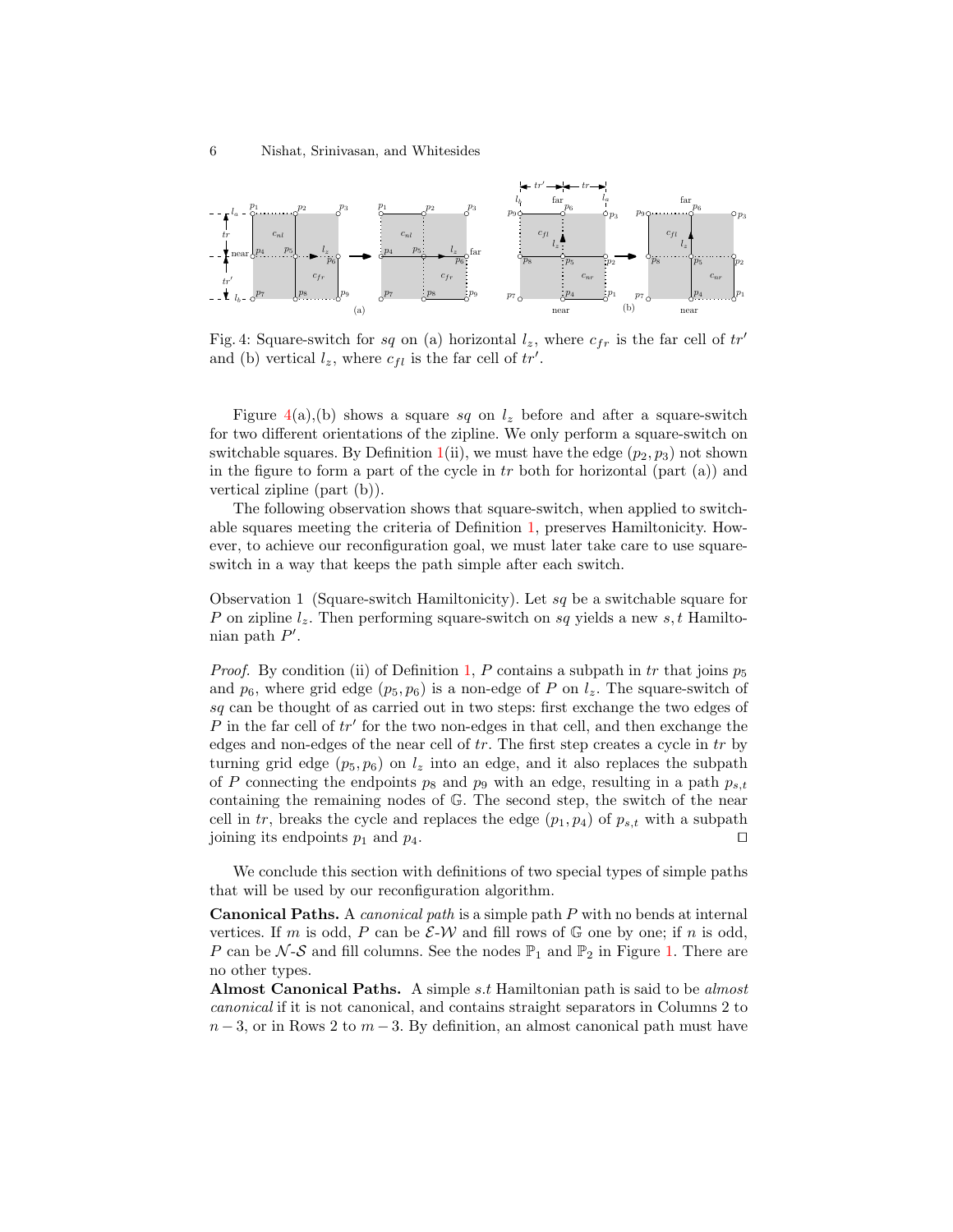Fig. 4: Square-switch for $sq$ on (a) horizontal $l_z$, where $c_{fr}$ is the far cell of $tr'$ and (b) vertical $l_z$, where $c_{fl}$ is the far cell of $tr'$.

Figure 4(a),(b) shows a square $sq$ on $l_z$ before and after a square-switch for two different orientations of the zipline. We only perform a square-switch on switchable squares. By Definition 1(ii), we must have the edge $(p_2, p_3)$ not shown in the figure to form a part of the cycle in $tr$ both for horizontal (part (a)) and vertical zipline (part (b)).

The following observation shows that square-switch, when applied to switchable squares meeting the criteria of Definition 1, preserves Hamiltonicity. However, to achieve our reconfiguration goal, we must later take care to use square-switch in a way that keeps the path simple after each switch.

Observation 1 (Square-switch Hamiltonicity). Let $sq$ be a switchable square for $P$ on zipline $l_z$. Then performing square-switch on $sq$ yields a new $s,t$ Hamiltonian path $P'$.

*Proof.* By condition (ii) of Definition 1, $P$ contains a subpath in $tr$ that joins $p_5$ and $p_6$, where grid edge $(p_5, p_6)$ is a non-edge of $P$ on $l_z$. The square-switch of $sq$ can be thought of as carried out in two steps: first exchange the two edges of $P$ in the far cell of $tr'$ for the two non-edges in that cell, and then exchange the edges and non-edges of the near cell of $tr$. The first step creates a cycle in $tr$ by turning grid edge $(p_5, p_6)$ on $l_z$ into an edge, and it also replaces the subpath of $P$ connecting the endpoints $p_8$ and $p_9$ with an edge, resulting in a path $p_{s,t}$ containing the remaining nodes of $\mathbb{G}$. The second step, the switch of the near cell in $tr$, breaks the cycle and replaces the edge $(p_1, p_4)$ of $p_{s,t}$ with a subpath joining its endpoints $p_1$ and $p_4$. $\square$

We conclude this section with definitions of two special types of simple paths that will be used by our reconfiguration algorithm.

**Canonical Paths.** A *canonical path* is a simple path $P$ with no bends at internal vertices. If $m$ is odd, $P$ can be $\mathcal{E}$-$\mathcal{W}$ and fill rows of $\mathbb{G}$ one by one; if $n$ is odd, $P$ can be $\mathcal{N}$-$\mathcal{S}$ and fill columns. See the nodes $\mathbb{P}_1$ and $\mathbb{P}_2$ in Figure 1. There are no other types.

**Almost Canonical Paths.** A simple $s.t$ Hamiltonian path is said to be *almost canonical* if it is not canonical, and contains straight separators in Columns 2 to $n-3$, or in Rows 2 to $m-3$. By definition, an almost canonical path must have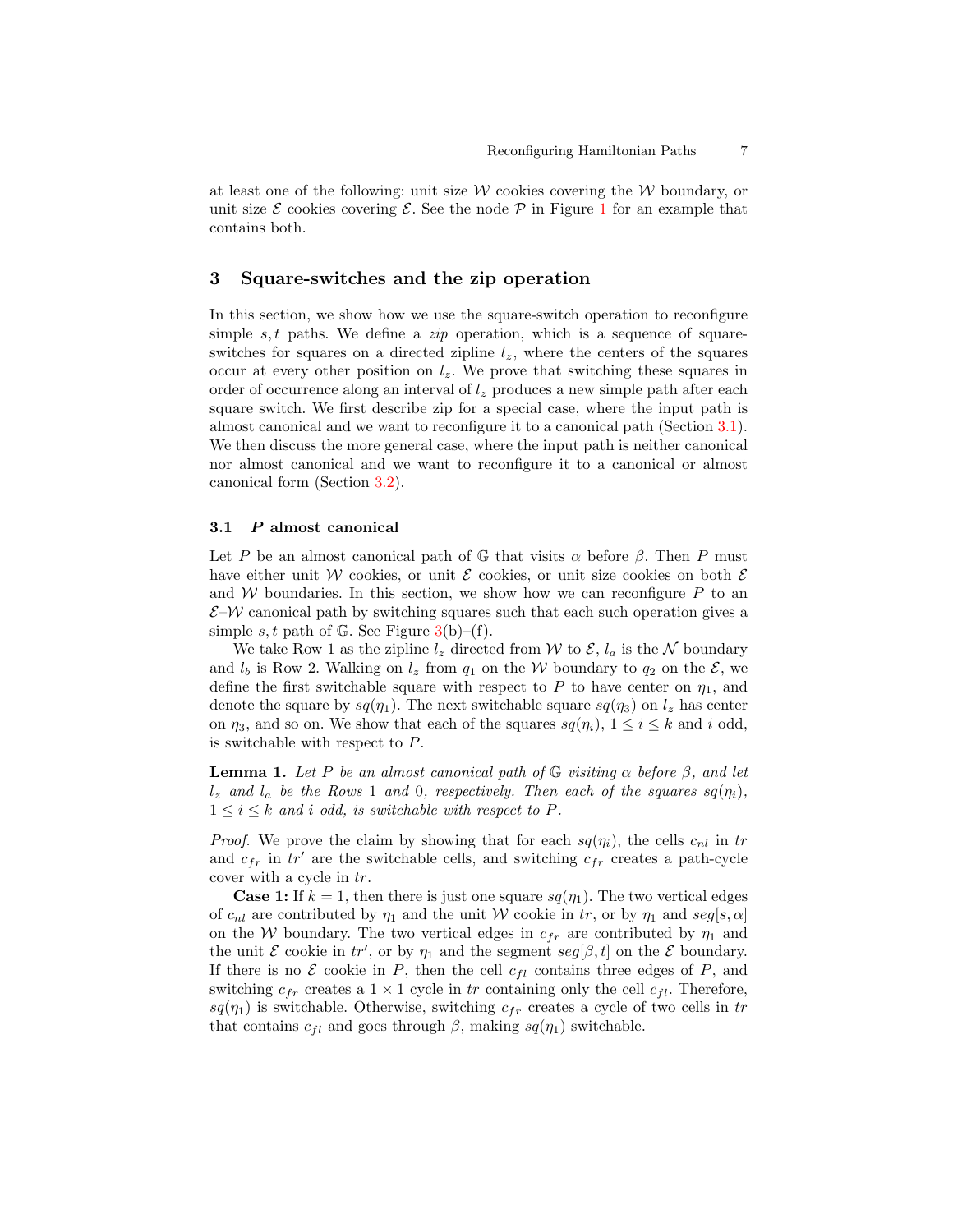at least one of the following: unit size $\mathcal{W}$ cookies covering the $\mathcal{W}$ boundary, or unit size $\mathcal{E}$ cookies covering $\mathcal{E}$. See the node $\mathcal{P}$ in Figure 1 for an example that contains both.

## 3 Square-switches and the zip operation

In this section, we show how we use the square-switch operation to reconfigure simple $s, t$ paths. We define a *zip* operation, which is a sequence of square-switches for squares on a directed zipline $l_z$, where the centers of the squares occur at every other position on $l_z$. We prove that switching these squares in order of occurrence along an interval of $l_z$ produces a new simple path after each square switch. We first describe zip for a special case, where the input path is almost canonical and we want to reconfigure it to a canonical path (Section 3.1). We then discuss the more general case, where the input path is neither canonical nor almost canonical and we want to reconfigure it to a canonical or almost canonical form (Section 3.2).

### 3.1 $P$ almost canonical

Let $P$ be an almost canonical path of $\mathbb{G}$ that visits $\alpha$ before $\beta$. Then $P$ must have either unit $\mathcal{W}$ cookies, or unit $\mathcal{E}$ cookies, or unit size cookies on both $\mathcal{E}$ and $\mathcal{W}$ boundaries. In this section, we show how we can reconfigure $P$ to an $\mathcal{E}$–$\mathcal{W}$ canonical path by switching squares such that each such operation gives a simple $s, t$ path of $\mathbb{G}$. See Figure 3(b)–(f).

We take Row 1 as the zipline $l_z$ directed from $\mathcal{W}$ to $\mathcal{E}$, $l_a$ is the $\mathcal{N}$ boundary and $l_b$ is Row 2. Walking on $l_z$ from $q_1$ on the $\mathcal{W}$ boundary to $q_2$ on the $\mathcal{E}$, we define the first switchable square with respect to $P$ to have center on $\eta_1$, and denote the square by $sq(\eta_1)$. The next switchable square $sq(\eta_3)$ on $l_z$ has center on $\eta_3$, and so on. We show that each of the squares $sq(\eta_i)$, $1 \leq i \leq k$ and $i$ odd, is switchable with respect to $P$.

**Lemma 1.** *Let $P$ be an almost canonical path of $\mathbb{G}$ visiting $\alpha$ before $\beta$, and let $l_z$ and $l_a$ be the Rows 1 and 0, respectively. Then each of the squares $sq(\eta_i)$, $1 \leq i \leq k$ and $i$ odd, is switchable with respect to $P$.*

*Proof.* We prove the claim by showing that for each $sq(\eta_i)$, the cells $c_{nl}$ in $tr$ and $c_{fr}$ in $tr'$ are the switchable cells, and switching $c_{fr}$ creates a path-cycle cover with a cycle in $tr$.

**Case 1:** If $k = 1$, then there is just one square $sq(\eta_1)$. The two vertical edges of $c_{nl}$ are contributed by $\eta_1$ and the unit $\mathcal{W}$ cookie in $tr$, or by $\eta_1$ and $seg[s, \alpha]$ on the $\mathcal{W}$ boundary. The two vertical edges in $c_{fr}$ are contributed by $\eta_1$ and the unit $\mathcal{E}$ cookie in $tr'$, or by $\eta_1$ and the segment $seg[\beta, t]$ on the $\mathcal{E}$ boundary. If there is no $\mathcal{E}$ cookie in $P$, then the cell $c_{fl}$ contains three edges of $P$, and switching $c_{fr}$ creates a $1 \times 1$ cycle in $tr$ containing only the cell $c_{fl}$. Therefore, $sq(\eta_1)$ is switchable. Otherwise, switching $c_{fr}$ creates a cycle of two cells in $tr$ that contains $c_{fl}$ and goes through $\beta$, making $sq(\eta_1)$ switchable.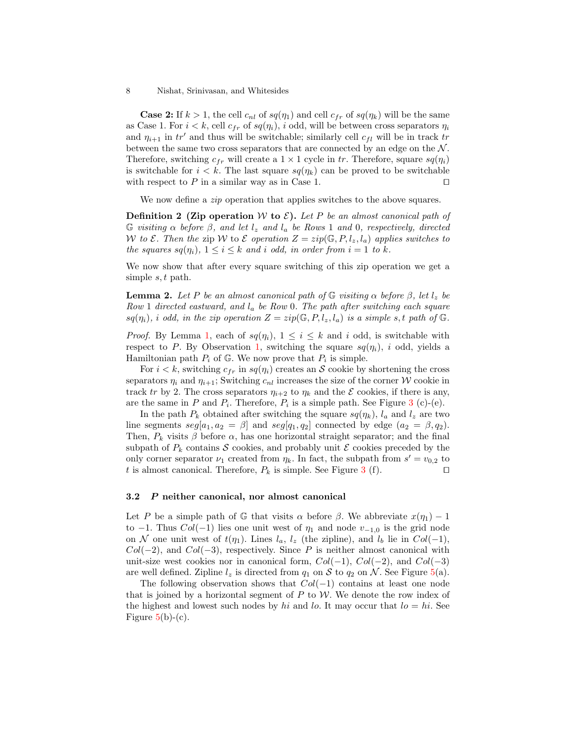**Case 2:** If $k > 1$, the cell $c_{nl}$ of $sq(\eta_1)$ and cell $c_{fr}$ of $sq(\eta_k)$ will be the same as Case 1. For $i < k$, cell $c_{fr}$ of $sq(\eta_i)$, $i$ odd, will be between cross separators $\eta_i$ and $\eta_{i+1}$ in $tr'$ and thus will be switchable; similarly cell $c_{fl}$ will be in track $tr$ between the same two cross separators that are connected by an edge on the $\mathcal{N}$. Therefore, switching $c_{fr}$ will create a $1 \times 1$ cycle in $tr$. Therefore, square $sq(\eta_i)$ is switchable for $i < k$. The last square $sq(\eta_k)$ can be proved to be switchable with respect to $P$ in a similar way as in Case 1. ◻

We now define a *zip* operation that applies switches to the above squares.

**Definition 2 (Zip operation $\mathcal{W}$ to $\mathcal{E}$).** *Let $P$ be an almost canonical path of $\mathbb{G}$ visiting $\alpha$ before $\beta$, and let $l_z$ and $l_a$ be Rows 1 and 0, respectively, directed $\mathcal{W}$ to $\mathcal{E}$. Then the* zip $\mathcal{W}$ to $\mathcal{E}$ *operation $Z = zip(\mathbb{G}, P, l_z, l_a)$ applies switches to the squares $sq(\eta_i)$, $1 \le i \le k$ and $i$ odd, in order from $i = 1$ to $k$.*

We now show that after every square switching of this zip operation we get a simple $s, t$ path.

**Lemma 2.** *Let $P$ be an almost canonical path of $\mathbb{G}$ visiting $\alpha$ before $\beta$, let $l_z$ be Row 1 directed eastward, and $l_a$ be Row 0. The path after switching each square $sq(\eta_i)$, $i$ odd, in the zip operation $Z = zip(\mathbb{G}, P, l_z, l_a)$ is a simple $s, t$ path of $\mathbb{G}$.*

*Proof.* By Lemma 1, each of $sq(\eta_i)$, $1 \le i \le k$ and $i$ odd, is switchable with respect to $P$. By Observation 1, switching the square $sq(\eta_i)$, $i$ odd, yields a Hamiltonian path $P_i$ of $\mathbb{G}$. We now prove that $P_i$ is simple.

For $i < k$, switching $c_{fr}$ in $sq(\eta_i)$ creates an $\mathcal{S}$ cookie by shortening the cross separators $\eta_i$ and $\eta_{i+1}$; Switching $c_{nl}$ increases the size of the corner $\mathcal{W}$ cookie in track $tr$ by 2. The cross separators $\eta_{i+2}$ to $\eta_k$ and the $\mathcal{E}$ cookies, if there is any, are the same in $P$ and $P_i$. Therefore, $P_i$ is a simple path. See Figure 3 (c)-(e).

In the path $P_k$ obtained after switching the square $sq(\eta_k)$, $l_a$ and $l_z$ are two line segments $seg[a_1, a_2 = \beta]$ and $seg[q_1, q_2]$ connected by edge $(a_2 = \beta, q_2)$. Then, $P_k$ visits $\beta$ before $\alpha$, has one horizontal straight separator; and the final subpath of $P_k$ contains $\mathcal{S}$ cookies, and probably unit $\mathcal{E}$ cookies preceded by the only corner separator $\nu_1$ created from $\eta_k$. In fact, the subpath from $s' = v_{0,2}$ to $t$ is almost canonical. Therefore, $P_k$ is simple. See Figure 3 (f). ◻

### 3.2 $P$ neither canonical, nor almost canonical

Let $P$ be a simple path of $\mathbb{G}$ that visits $\alpha$ before $\beta$. We abbreviate $x(\eta_1) - 1$ to $-1$. Thus $Col(-1)$ lies one unit west of $\eta_1$ and node $v_{-1,0}$ is the grid node on $\mathcal{N}$ one unit west of $t(\eta_1)$. Lines $l_a$, $l_z$ (the zipline), and $l_b$ lie in $Col(-1)$, $Col(-2)$, and $Col(-3)$, respectively. Since $P$ is neither almost canonical with unit-size west cookies nor in canonical form, $Col(-1)$, $Col(-2)$, and $Col(-3)$ are well defined. Zipline $l_z$ is directed from $q_1$ on $\mathcal{S}$ to $q_2$ on $\mathcal{N}$. See Figure 5(a).

The following observation shows that $Col(-1)$ contains at least one node that is joined by a horizontal segment of $P$ to $\mathcal{W}$. We denote the row index of the highest and lowest such nodes by $hi$ and $lo$. It may occur that $lo = hi$. See Figure 5(b)-(c).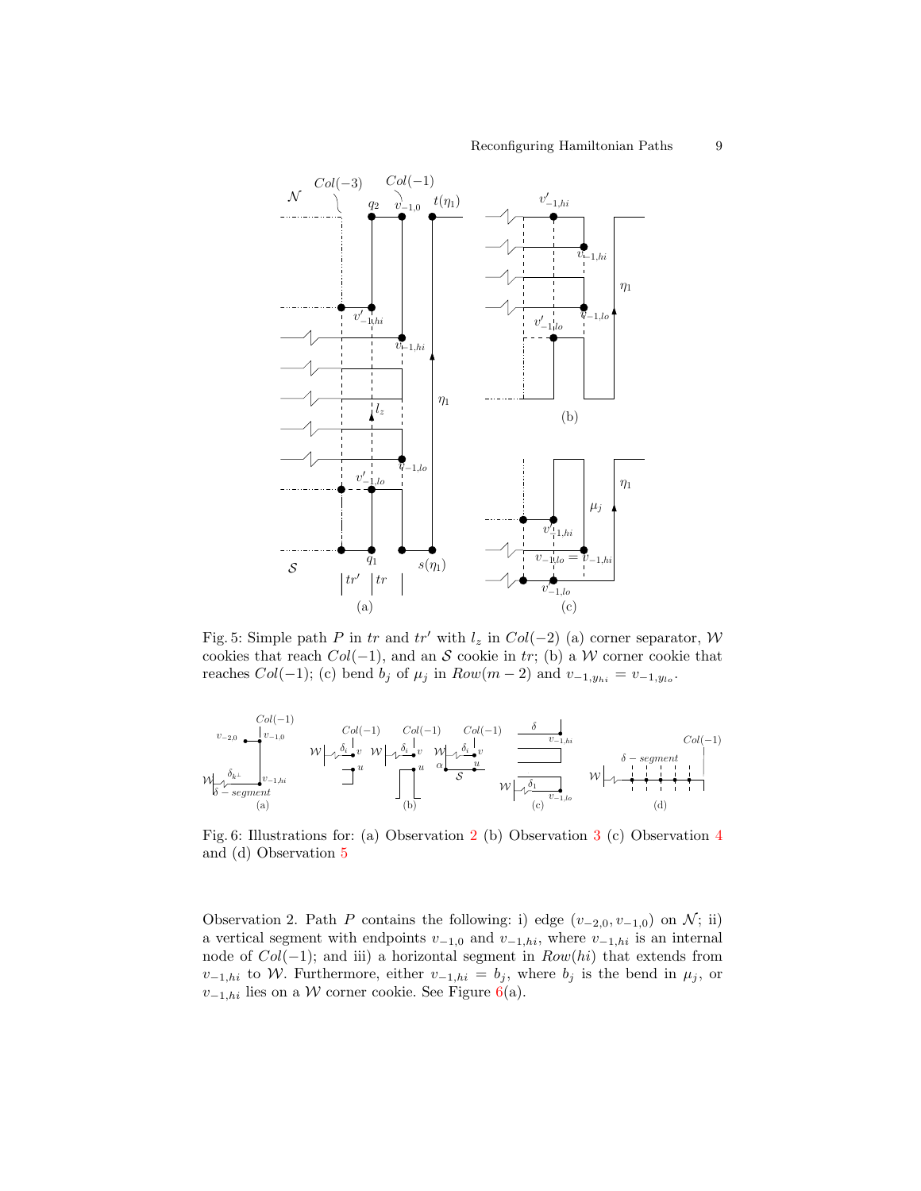Fig. 5: Simple path $P$ in $tr$ and $tr'$ with $l_z$ in $Col(-2)$ (a) corner separator, $\mathcal{W}$ cookies that reach $Col(-1)$, and an $\mathcal{S}$ cookie in $tr$; (b) a $\mathcal{W}$ corner cookie that reaches $Col(-1)$; (c) bend $b_j$ of $\mu_j$ in $Row(m-2)$ and $v_{-1,y_{hi}} = v_{-1,y_{lo}}$.

Fig. 6: Illustrations for: (a) Observation 2 (b) Observation 3 (c) Observation 4 and (d) Observation 5

Observation 2. Path $P$ contains the following: i) edge $(v_{-2,0}, v_{-1,0})$ on $\mathcal{N}$; ii) a vertical segment with endpoints $v_{-1,0}$ and $v_{-1,hi}$, where $v_{-1,hi}$ is an internal node of $Col(-1)$; and iii) a horizontal segment in $Row(hi)$ that extends from $v_{-1,hi}$ to $\mathcal{W}$. Furthermore, either $v_{-1,hi} = b_j$, where $b_j$ is the bend in $\mu_j$, or $v_{-1,hi}$ lies on a $\mathcal{W}$ corner cookie. See Figure 6(a).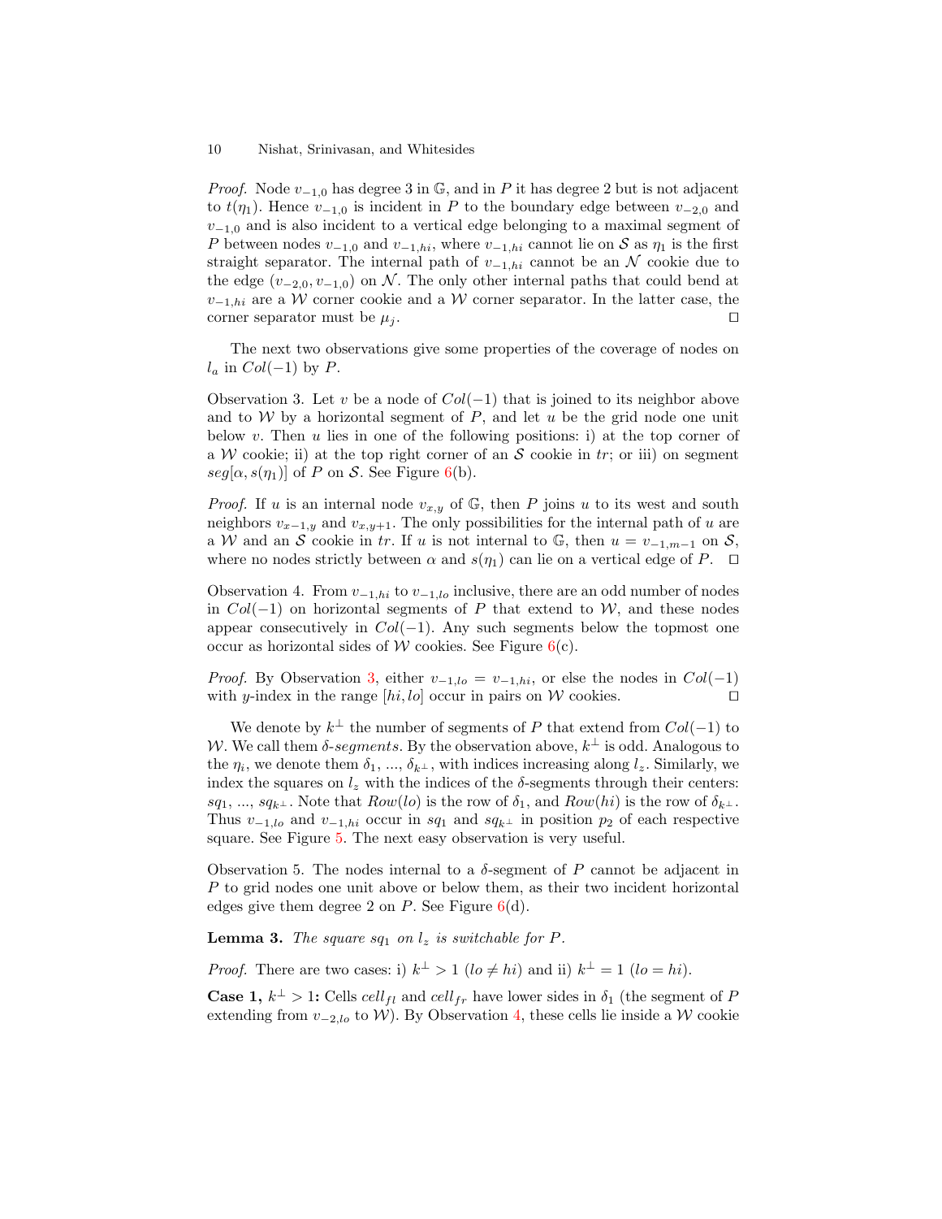*Proof.* Node $v_{-1,0}$ has degree 3 in $\mathbb{G}$, and in $P$ it has degree 2 but is not adjacent to $t(\eta_1)$. Hence $v_{-1,0}$ is incident in $P$ to the boundary edge between $v_{-2,0}$ and $v_{-1,0}$ and is also incident to a vertical edge belonging to a maximal segment of $P$ between nodes $v_{-1,0}$ and $v_{-1,hi}$, where $v_{-1,hi}$ cannot lie on $\mathcal{S}$ as $\eta_1$ is the first straight separator. The internal path of $v_{-1,hi}$ cannot be an $\mathcal{N}$ cookie due to the edge $(v_{-2,0}, v_{-1,0})$ on $\mathcal{N}$. The only other internal paths that could bend at $v_{-1,hi}$ are a $\mathcal{W}$ corner cookie and a $\mathcal{W}$ corner separator. In the latter case, the corner separator must be $\mu_j$. □

The next two observations give some properties of the coverage of nodes on $l_a$ in $Col(-1)$ by $P$.

Observation 3. Let $v$ be a node of $Col(-1)$ that is joined to its neighbor above and to $\mathcal{W}$ by a horizontal segment of $P$, and let $u$ be the grid node one unit below $v$. Then $u$ lies in one of the following positions: i) at the top corner of a $\mathcal{W}$ cookie; ii) at the top right corner of an $\mathcal{S}$ cookie in $tr$; or iii) on segment $seg[\alpha, s(\eta_1)]$ of $P$ on $\mathcal{S}$. See Figure 6(b).

*Proof.* If $u$ is an internal node $v_{x,y}$ of $\mathbb{G}$, then $P$ joins $u$ to its west and south neighbors $v_{x-1,y}$ and $v_{x,y+1}$. The only possibilities for the internal path of $u$ are a $\mathcal{W}$ and an $\mathcal{S}$ cookie in $tr$. If $u$ is not internal to $\mathbb{G}$, then $u = v_{-1,m-1}$ on $\mathcal{S}$, where no nodes strictly between $\alpha$ and $s(\eta_1)$ can lie on a vertical edge of $P$. □

Observation 4. From $v_{-1,hi}$ to $v_{-1,lo}$ inclusive, there are an odd number of nodes in $Col(-1)$ on horizontal segments of $P$ that extend to $\mathcal{W}$, and these nodes appear consecutively in $Col(-1)$. Any such segments below the topmost one occur as horizontal sides of $\mathcal{W}$ cookies. See Figure 6(c).

*Proof.* By Observation 3, either $v_{-1,lo} = v_{-1,hi}$, or else the nodes in $Col(-1)$ with $y$-index in the range $[hi, lo]$ occur in pairs on $\mathcal{W}$ cookies. □

We denote by $k^{\perp}$ the number of segments of $P$ that extend from $Col(-1)$ to $\mathcal{W}$. We call them *$\delta$-segments*. By the observation above, $k^{\perp}$ is odd. Analogous to the $\eta_i$, we denote them $\delta_1$, ..., $\delta_{k^{\perp}}$, with indices increasing along $l_z$. Similarly, we index the squares on $l_z$ with the indices of the $\delta$-segments through their centers: $sq_1$, ..., $sq_{k^{\perp}}$. Note that $Row(lo)$ is the row of $\delta_1$, and $Row(hi)$ is the row of $\delta_{k^{\perp}}$. Thus $v_{-1,lo}$ and $v_{-1,hi}$ occur in $sq_1$ and $sq_{k^{\perp}}$ in position $p_2$ of each respective square. See Figure 5. The next easy observation is very useful.

Observation 5. The nodes internal to a $\delta$-segment of $P$ cannot be adjacent in $P$ to grid nodes one unit above or below them, as their two incident horizontal edges give them degree 2 on $P$. See Figure 6(d).

**Lemma 3.** *The square $sq_1$ on $l_z$ is switchable for $P$.*

*Proof.* There are two cases: i) $k^{\perp} > 1$ ($lo \neq hi$) and ii) $k^{\perp} = 1$ ($lo = hi$).

**Case 1, $k^{\perp} > 1$:** Cells $cell_{fl}$ and $cell_{fr}$ have lower sides in $\delta_1$ (the segment of $P$ extending from $v_{-2,lo}$ to $\mathcal{W}$). By Observation 4, these cells lie inside a $\mathcal{W}$ cookie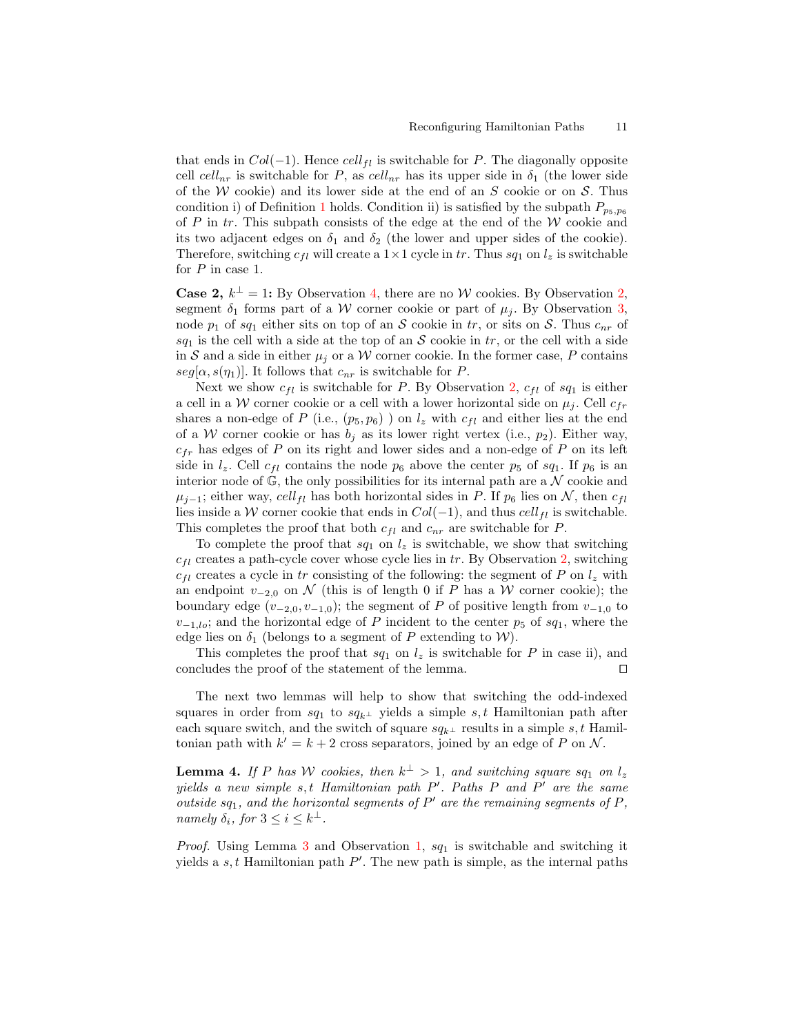that ends in $Col(-1)$. Hence $cell_{fl}$ is switchable for $P$. The diagonally opposite cell $cell_{nr}$ is switchable for $P$, as $cell_{nr}$ has its upper side in $\delta_1$ (the lower side of the $\mathcal{W}$ cookie) and its lower side at the end of an $S$ cookie or on $\mathcal{S}$. Thus condition i) of Definition 1 holds. Condition ii) is satisfied by the subpath $P_{p_5,p_6}$ of $P$ in $tr$. This subpath consists of the edge at the end of the $\mathcal{W}$ cookie and its two adjacent edges on $\delta_1$ and $\delta_2$ (the lower and upper sides of the cookie). Therefore, switching $c_{fl}$ will create a $1\times1$ cycle in $tr$. Thus $sq_1$ on $l_z$ is switchable for $P$ in case 1.

**Case 2, $k^\perp = 1$:** By Observation 4, there are no $\mathcal{W}$ cookies. By Observation 2, segment $\delta_1$ forms part of a $\mathcal{W}$ corner cookie or part of $\mu_j$. By Observation 3, node $p_1$ of $sq_1$ either sits on top of an $\mathcal{S}$ cookie in $tr$, or sits on $\mathcal{S}$. Thus $c_{nr}$ of $sq_1$ is the cell with a side at the top of an $\mathcal{S}$ cookie in $tr$, or the cell with a side in $\mathcal{S}$ and a side in either $\mu_j$ or a $\mathcal{W}$ corner cookie. In the former case, $P$ contains $seg[\alpha, s(\eta_1)]$. It follows that $c_{nr}$ is switchable for $P$.

Next we show $c_{fl}$ is switchable for $P$. By Observation 2, $c_{fl}$ of $sq_1$ is either a cell in a $\mathcal{W}$ corner cookie or a cell with a lower horizontal side on $\mu_j$. Cell $c_{fr}$ shares a non-edge of $P$ (i.e., $(p_5, p_6)$ ) on $l_z$ with $c_{fl}$ and either lies at the end of a $\mathcal{W}$ corner cookie or has $b_j$ as its lower right vertex (i.e., $p_2$). Either way, $c_{fr}$ has edges of $P$ on its right and lower sides and a non-edge of $P$ on its left side in $l_z$. Cell $c_{fl}$ contains the node $p_6$ above the center $p_5$ of $sq_1$. If $p_6$ is an interior node of $\mathbb{G}$, the only possibilities for its internal path are a $\mathcal{N}$ cookie and $\mu_{j-1}$; either way, $cell_{fl}$ has both horizontal sides in $P$. If $p_6$ lies on $\mathcal{N}$, then $c_{fl}$ lies inside a $\mathcal{W}$ corner cookie that ends in $Col(-1)$, and thus $cell_{fl}$ is switchable. This completes the proof that both $c_{fl}$ and $c_{nr}$ are switchable for $P$.

To complete the proof that $sq_1$ on $l_z$ is switchable, we show that switching $c_{fl}$ creates a path-cycle cover whose cycle lies in $tr$. By Observation 2, switching $c_{fl}$ creates a cycle in $tr$ consisting of the following: the segment of $P$ on $l_z$ with an endpoint $v_{-2,0}$ on $\mathcal{N}$ (this is of length 0 if $P$ has a $\mathcal{W}$ corner cookie); the boundary edge $(v_{-2,0}, v_{-1,0})$; the segment of $P$ of positive length from $v_{-1,0}$ to $v_{-1,lo}$; and the horizontal edge of $P$ incident to the center $p_5$ of $sq_1$, where the edge lies on $\delta_1$ (belongs to a segment of $P$ extending to $\mathcal{W}$).

This completes the proof that $sq_1$ on $l_z$ is switchable for $P$ in case ii), and concludes the proof of the statement of the lemma. $\square$

The next two lemmas will help to show that switching the odd-indexed squares in order from $sq_1$ to $sq_{k^\perp}$ yields a simple $s,t$ Hamiltonian path after each square switch, and the switch of square $sq_{k^\perp}$ results in a simple $s,t$ Hamiltonian path with $k' = k+2$ cross separators, joined by an edge of $P$ on $\mathcal{N}$.

**Lemma 4.** *If $P$ has $\mathcal{W}$ cookies, then $k^\perp > 1$, and switching square $sq_1$ on $l_z$ yields a new simple $s,t$ Hamiltonian path $P'$. Paths $P$ and $P'$ are the same outside $sq_1$, and the horizontal segments of $P'$ are the remaining segments of $P$, namely $\delta_i$, for $3 \le i \le k^\perp$.*

*Proof.* Using Lemma 3 and Observation 1, $sq_1$ is switchable and switching it yields a $s,t$ Hamiltonian path $P'$. The new path is simple, as the internal paths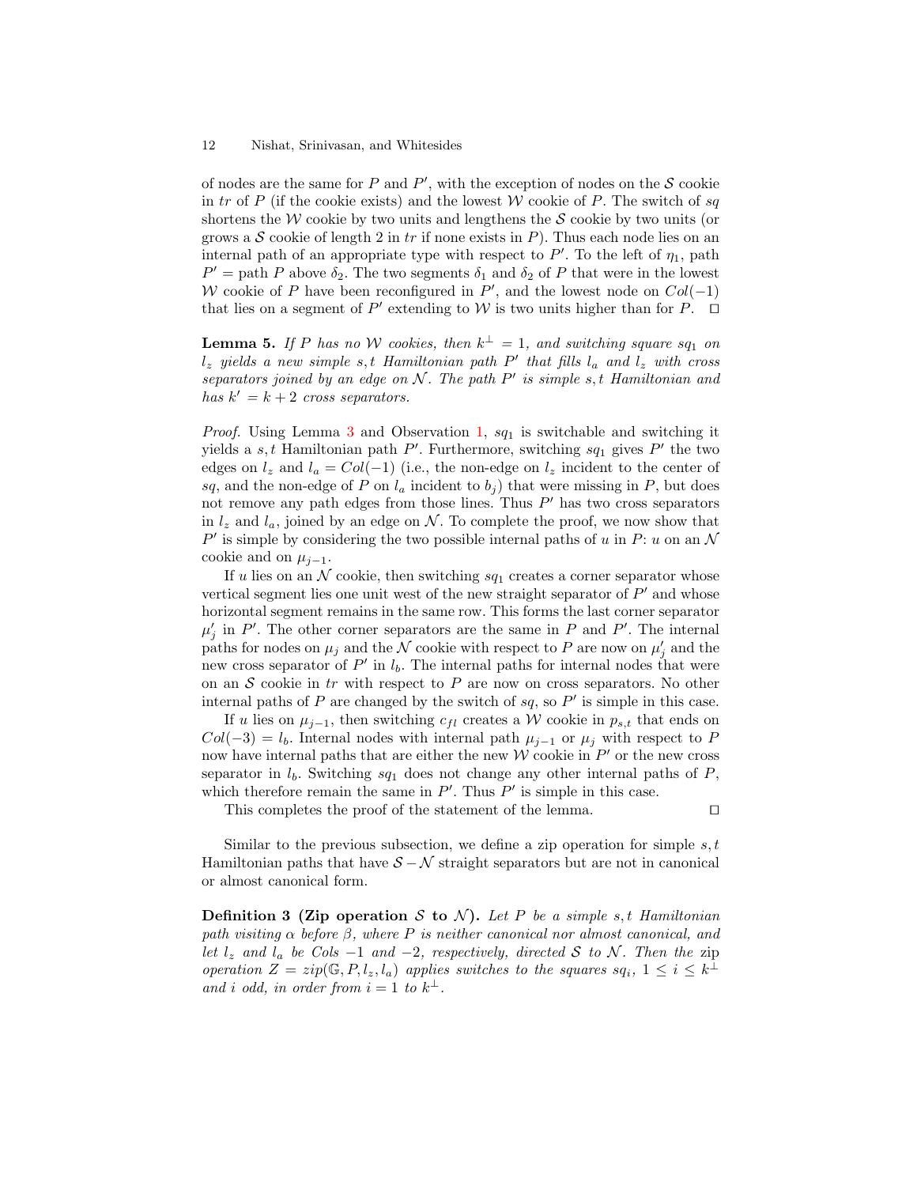of nodes are the same for $P$ and $P'$, with the exception of nodes on the $\mathcal{S}$ cookie in $tr$ of $P$ (if the cookie exists) and the lowest $\mathcal{W}$ cookie of $P$. The switch of $sq$ shortens the $\mathcal{W}$ cookie by two units and lengthens the $\mathcal{S}$ cookie by two units (or grows a $\mathcal{S}$ cookie of length 2 in $tr$ if none exists in $P$). Thus each node lies on an internal path of an appropriate type with respect to $P'$. To the left of $\eta_1$, path $P'$ = path $P$ above $\delta_2$. The two segments $\delta_1$ and $\delta_2$ of $P$ that were in the lowest $\mathcal{W}$ cookie of $P$ have been reconfigured in $P'$, and the lowest node on $Col(-1)$ that lies on a segment of $P'$ extending to $\mathcal{W}$ is two units higher than for $P$. ◻

**Lemma 5.** *If $P$ has no $\mathcal{W}$ cookies, then $k^{\perp} = 1$, and switching square $sq_1$ on $l_z$ yields a new simple $s,t$ Hamiltonian path $P'$ that fills $l_a$ and $l_z$ with cross separators joined by an edge on $\mathcal{N}$. The path $P'$ is simple $s,t$ Hamiltonian and has $k' = k + 2$ cross separators.*

*Proof.* Using Lemma 3 and Observation 1, $sq_1$ is switchable and switching it yields a $s,t$ Hamiltonian path $P'$. Furthermore, switching $sq_1$ gives $P'$ the two edges on $l_z$ and $l_a = Col(-1)$ (i.e., the non-edge on $l_z$ incident to the center of $sq$, and the non-edge of $P$ on $l_a$ incident to $b_j$) that were missing in $P$, but does not remove any path edges from those lines. Thus $P'$ has two cross separators in $l_z$ and $l_a$, joined by an edge on $\mathcal{N}$. To complete the proof, we now show that $P'$ is simple by considering the two possible internal paths of $u$ in $P$: $u$ on an $\mathcal{N}$ cookie and on $\mu_{j-1}$.

If $u$ lies on an $\mathcal{N}$ cookie, then switching $sq_1$ creates a corner separator whose vertical segment lies one unit west of the new straight separator of $P'$ and whose horizontal segment remains in the same row. This forms the last corner separator $\mu'_j$ in $P'$. The other corner separators are the same in $P$ and $P'$. The internal paths for nodes on $\mu_j$ and the $\mathcal{N}$ cookie with respect to $P$ are now on $\mu'_j$ and the new cross separator of $P'$ in $l_b$. The internal paths for internal nodes that were on an $\mathcal{S}$ cookie in $tr$ with respect to $P$ are now on cross separators. No other internal paths of $P$ are changed by the switch of $sq$, so $P'$ is simple in this case.

If $u$ lies on $\mu_{j-1}$, then switching $c_{fl}$ creates a $\mathcal{W}$ cookie in $p_{s,t}$ that ends on $Col(-3) = l_b$. Internal nodes with internal path $\mu_{j-1}$ or $\mu_j$ with respect to $P$ now have internal paths that are either the new $\mathcal{W}$ cookie in $P'$ or the new cross separator in $l_b$. Switching $sq_1$ does not change any other internal paths of $P$, which therefore remain the same in $P'$. Thus $P'$ is simple in this case.

This completes the proof of the statement of the lemma. ◻

Similar to the previous subsection, we define a zip operation for simple $s,t$ Hamiltonian paths that have $\mathcal{S}-\mathcal{N}$ straight separators but are not in canonical or almost canonical form.

**Definition 3 (Zip operation $\mathcal{S}$ to $\mathcal{N}$).** *Let $P$ be a simple $s,t$ Hamiltonian path visiting $\alpha$ before $\beta$, where $P$ is neither canonical nor almost canonical, and let $l_z$ and $l_a$ be Cols $-1$ and $-2$, respectively, directed $\mathcal{S}$ to $\mathcal{N}$. Then the* zip *operation $Z = zip(\mathbb{G}, P, l_z, l_a)$ applies switches to the squares $sq_i$, $1 \leq i \leq k^{\perp}$ and $i$ odd, in order from $i = 1$ to $k^{\perp}$.*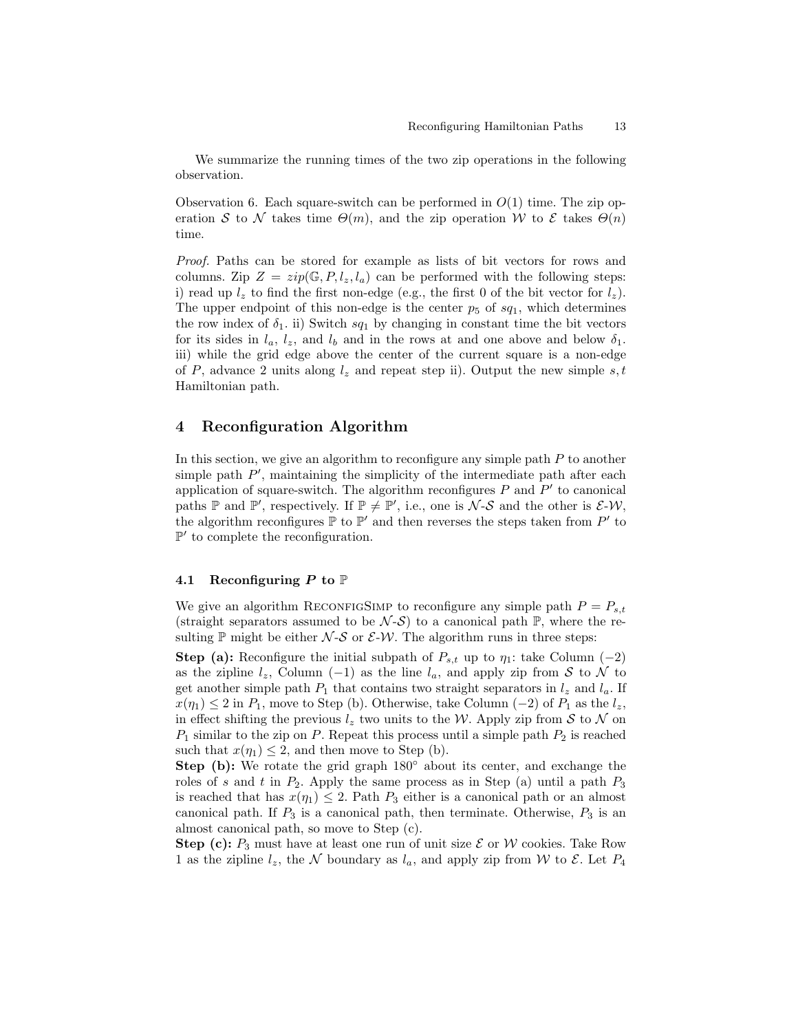We summarize the running times of the two zip operations in the following observation.

*Observation 6.* Each square-switch can be performed in $O(1)$ time. The zip operation $\mathcal{S}$ to $\mathcal{N}$ takes time $\Theta(m)$, and the zip operation $\mathcal{W}$ to $\mathcal{E}$ takes $\Theta(n)$ time.

*Proof.* Paths can be stored for example as lists of bit vectors for rows and columns. Zip $Z = zip(\mathbb{G}, P, l_z, l_a)$ can be performed with the following steps: i) read up $l_z$ to find the first non-edge (e.g., the first 0 of the bit vector for $l_z$). The upper endpoint of this non-edge is the center $p_5$ of $sq_1$, which determines the row index of $\delta_1$. ii) Switch $sq_1$ by changing in constant time the bit vectors for its sides in $l_a$, $l_z$, and $l_b$ and in the rows at and one above and below $\delta_1$. iii) while the grid edge above the center of the current square is a non-edge of $P$, advance 2 units along $l_z$ and repeat step ii). Output the new simple $s, t$ Hamiltonian path.

## 4 Reconfiguration Algorithm

In this section, we give an algorithm to reconfigure any simple path $P$ to another simple path $P'$, maintaining the simplicity of the intermediate path after each application of square-switch. The algorithm reconfigures $P$ and $P'$ to canonical paths $\mathbb{P}$ and $\mathbb{P}'$, respectively. If $\mathbb{P} \neq \mathbb{P}'$, i.e., one is $\mathcal{N}$-$\mathcal{S}$ and the other is $\mathcal{E}$-$\mathcal{W}$, the algorithm reconfigures $\mathbb{P}$ to $\mathbb{P}'$ and then reverses the steps taken from $P'$ to $\mathbb{P}'$ to complete the reconfiguration.

### 4.1 Reconfiguring $P$ to $\mathbb{P}$

We give an algorithm ReconfigSimp to reconfigure any simple path $P = P_{s,t}$ (straight separators assumed to be $\mathcal{N}$-$\mathcal{S}$) to a canonical path $\mathbb{P}$, where the resulting $\mathbb{P}$ might be either $\mathcal{N}$-$\mathcal{S}$ or $\mathcal{E}$-$\mathcal{W}$. The algorithm runs in three steps:

**Step (a):** Reconfigure the initial subpath of $P_{s,t}$ up to $\eta_1$: take Column $(-2)$ as the zipline $l_z$, Column $(-1)$ as the line $l_a$, and apply zip from $\mathcal{S}$ to $\mathcal{N}$ to get another simple path $P_1$ that contains two straight separators in $l_z$ and $l_a$. If $x(\eta_1) \leq 2$ in $P_1$, move to Step (b). Otherwise, take Column $(-2)$ of $P_1$ as the $l_z$, in effect shifting the previous $l_z$ two units to the $\mathcal{W}$. Apply zip from $\mathcal{S}$ to $\mathcal{N}$ on $P_1$ similar to the zip on $P$. Repeat this process until a simple path $P_2$ is reached such that $x(\eta_1) \leq 2$, and then move to Step (b).

**Step (b):** We rotate the grid graph $180°$ about its center, and exchange the roles of $s$ and $t$ in $P_2$. Apply the same process as in Step (a) until a path $P_3$ is reached that has $x(\eta_1) \leq 2$. Path $P_3$ either is a canonical path or an almost canonical path. If $P_3$ is a canonical path, then terminate. Otherwise, $P_3$ is an almost canonical path, so move to Step (c).

**Step (c):** $P_3$ must have at least one run of unit size $\mathcal{E}$ or $\mathcal{W}$ cookies. Take Row 1 as the zipline $l_z$, the $\mathcal{N}$ boundary as $l_a$, and apply zip from $\mathcal{W}$ to $\mathcal{E}$. Let $P_4$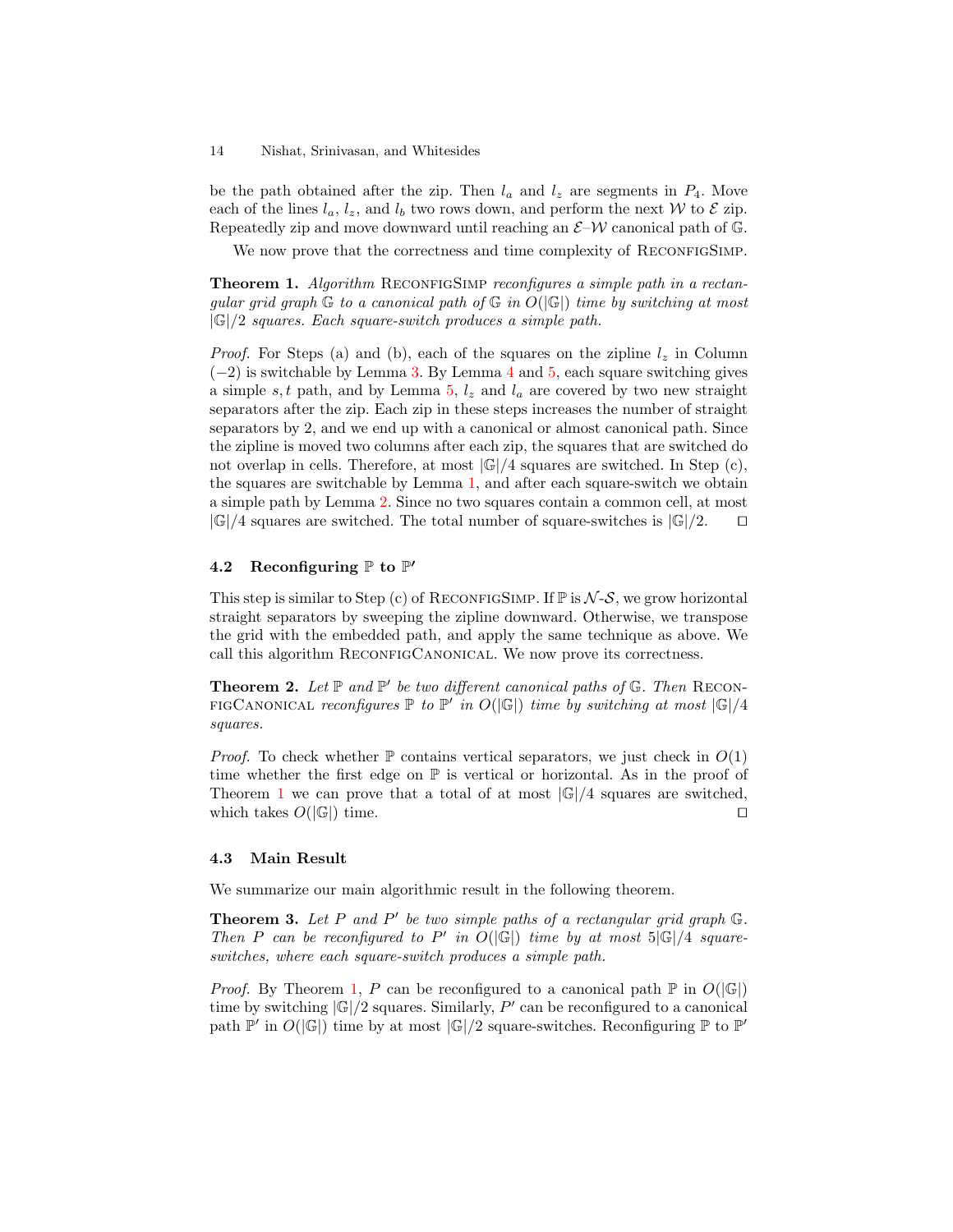be the path obtained after the zip. Then $l_a$ and $l_z$ are segments in $P_4$. Move each of the lines $l_a$, $l_z$, and $l_b$ two rows down, and perform the next $\mathcal{W}$ to $\mathcal{E}$ zip. Repeatedly zip and move downward until reaching an $\mathcal{E}$–$\mathcal{W}$ canonical path of $\mathbb{G}$.

We now prove that the correctness and time complexity of ReconfigSimp.

**Theorem 1.** *Algorithm* ReconfigSimp *reconfigures a simple path in a rectangular grid graph $\mathbb{G}$ to a canonical path of $\mathbb{G}$ in $O(|\mathbb{G}|)$ time by switching at most $|\mathbb{G}|/2$ squares. Each square-switch produces a simple path.*

*Proof.* For Steps (a) and (b), each of the squares on the zipline $l_z$ in Column $(-2)$ is switchable by Lemma 3. By Lemma 4 and 5, each square switching gives a simple $s,t$ path, and by Lemma 5, $l_z$ and $l_a$ are covered by two new straight separators after the zip. Each zip in these steps increases the number of straight separators by 2, and we end up with a canonical or almost canonical path. Since the zipline is moved two columns after each zip, the squares that are switched do not overlap in cells. Therefore, at most $|\mathbb{G}|/4$ squares are switched. In Step (c), the squares are switchable by Lemma 1, and after each square-switch we obtain a simple path by Lemma 2. Since no two squares contain a common cell, at most $|\mathbb{G}|/4$ squares are switched. The total number of square-switches is $|\mathbb{G}|/2$. ◻

### 4.2 Reconfiguring $\mathbb{P}$ to $\mathbb{P}'$

This step is similar to Step (c) of ReconfigSimp. If $\mathbb{P}$ is $\mathcal{N}$-$\mathcal{S}$, we grow horizontal straight separators by sweeping the zipline downward. Otherwise, we transpose the grid with the embedded path, and apply the same technique as above. We call this algorithm ReconfigCanonical. We now prove its correctness.

**Theorem 2.** *Let $\mathbb{P}$ and $\mathbb{P}'$ be two different canonical paths of $\mathbb{G}$. Then* ReconfigCanonical *reconfigures $\mathbb{P}$ to $\mathbb{P}'$ in $O(|\mathbb{G}|)$ time by switching at most $|\mathbb{G}|/4$ squares.*

*Proof.* To check whether $\mathbb{P}$ contains vertical separators, we just check in $O(1)$ time whether the first edge on $\mathbb{P}$ is vertical or horizontal. As in the proof of Theorem 1 we can prove that a total of at most $|\mathbb{G}|/4$ squares are switched, which takes $O(|\mathbb{G}|)$ time. ◻

### 4.3 Main Result

We summarize our main algorithmic result in the following theorem.

**Theorem 3.** *Let $P$ and $P'$ be two simple paths of a rectangular grid graph $\mathbb{G}$. Then $P$ can be reconfigured to $P'$ in $O(|\mathbb{G}|)$ time by at most $5|\mathbb{G}|/4$ square-switches, where each square-switch produces a simple path.*

*Proof.* By Theorem 1, $P$ can be reconfigured to a canonical path $\mathbb{P}$ in $O(|\mathbb{G}|)$ time by switching $|\mathbb{G}|/2$ squares. Similarly, $P'$ can be reconfigured to a canonical path $\mathbb{P}'$ in $O(|\mathbb{G}|)$ time by at most $|\mathbb{G}|/2$ square-switches. Reconfiguring $\mathbb{P}$ to $\mathbb{P}'$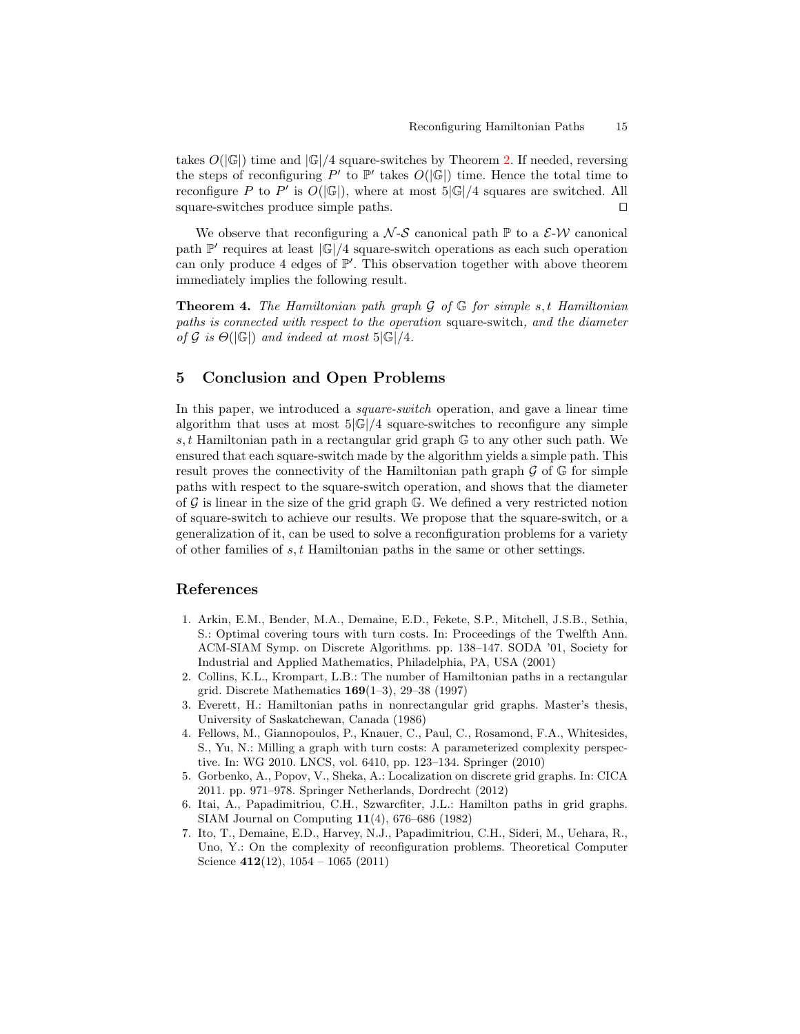takes $O(|\mathbb{G}|)$ time and $|\mathbb{G}|/4$ square-switches by Theorem 2. If needed, reversing the steps of reconfiguring $P'$ to $\mathbb{P}'$ takes $O(|\mathbb{G}|)$ time. Hence the total time to reconfigure $P$ to $P'$ is $O(|\mathbb{G}|)$, where at most $5|\mathbb{G}|/4$ squares are switched. All square-switches produce simple paths. ◻

We observe that reconfiguring a $\mathcal{N}$-$\mathcal{S}$ canonical path $\mathbb{P}$ to a $\mathcal{E}$-$\mathcal{W}$ canonical path $\mathbb{P}'$ requires at least $|\mathbb{G}|/4$ square-switch operations as each such operation can only produce 4 edges of $\mathbb{P}'$. This observation together with above theorem immediately implies the following result.

**Theorem 4.** *The Hamiltonian path graph $\mathcal{G}$ of $\mathbb{G}$ for simple $s, t$ Hamiltonian paths is connected with respect to the operation* square-switch*, and the diameter of $\mathcal{G}$ is $\Theta(|\mathbb{G}|)$ and indeed at most $5|\mathbb{G}|/4$.*

## 5 Conclusion and Open Problems

In this paper, we introduced a *square-switch* operation, and gave a linear time algorithm that uses at most $5|\mathbb{G}|/4$ square-switches to reconfigure any simple $s, t$ Hamiltonian path in a rectangular grid graph $\mathbb{G}$ to any other such path. We ensured that each square-switch made by the algorithm yields a simple path. This result proves the connectivity of the Hamiltonian path graph $\mathcal{G}$ of $\mathbb{G}$ for simple paths with respect to the square-switch operation, and shows that the diameter of $\mathcal{G}$ is linear in the size of the grid graph $\mathbb{G}$. We defined a very restricted notion of square-switch to achieve our results. We propose that the square-switch, or a generalization of it, can be used to solve a reconfiguration problems for a variety of other families of $s, t$ Hamiltonian paths in the same or other settings.

## References

1. Arkin, E.M., Bender, M.A., Demaine, E.D., Fekete, S.P., Mitchell, J.S.B., Sethia, S.: Optimal covering tours with turn costs. In: Proceedings of the Twelfth Ann. ACM-SIAM Symp. on Discrete Algorithms. pp. 138–147. SODA '01, Society for Industrial and Applied Mathematics, Philadelphia, PA, USA (2001)
2. Collins, K.L., Krompart, L.B.: The number of Hamiltonian paths in a rectangular grid. Discrete Mathematics **169**(1–3), 29–38 (1997)
3. Everett, H.: Hamiltonian paths in nonrectangular grid graphs. Master's thesis, University of Saskatchewan, Canada (1986)
4. Fellows, M., Giannopoulos, P., Knauer, C., Paul, C., Rosamond, F.A., Whitesides, S., Yu, N.: Milling a graph with turn costs: A parameterized complexity perspective. In: WG 2010. LNCS, vol. 6410, pp. 123–134. Springer (2010)
5. Gorbenko, A., Popov, V., Sheka, A.: Localization on discrete grid graphs. In: CICA 2011. pp. 971–978. Springer Netherlands, Dordrecht (2012)
6. Itai, A., Papadimitriou, C.H., Szwarcfiter, J.L.: Hamilton paths in grid graphs. SIAM Journal on Computing **11**(4), 676–686 (1982)
7. Ito, T., Demaine, E.D., Harvey, N.J., Papadimitriou, C.H., Sideri, M., Uehara, R., Uno, Y.: On the complexity of reconfiguration problems. Theoretical Computer Science **412**(12), 1054 – 1065 (2011)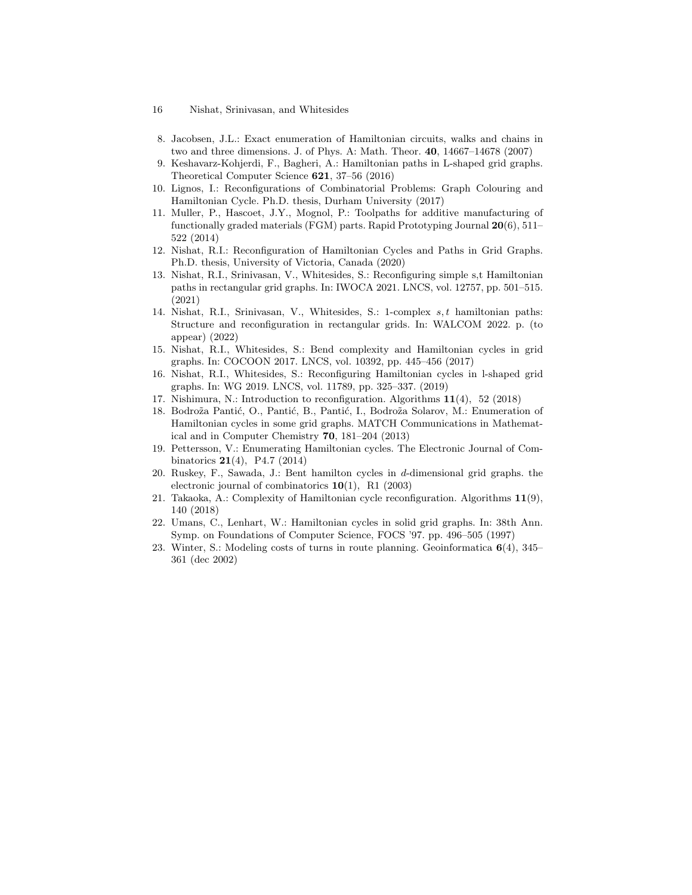8. Jacobsen, J.L.: Exact enumeration of Hamiltonian circuits, walks and chains in two and three dimensions. J. of Phys. A: Math. Theor. **40**, 14667–14678 (2007)
9. Keshavarz-Kohjerdi, F., Bagheri, A.: Hamiltonian paths in L-shaped grid graphs. Theoretical Computer Science **621**, 37–56 (2016)
10. Lignos, I.: Reconfigurations of Combinatorial Problems: Graph Colouring and Hamiltonian Cycle. Ph.D. thesis, Durham University (2017)
11. Muller, P., Hascoet, J.Y., Mognol, P.: Toolpaths for additive manufacturing of functionally graded materials (FGM) parts. Rapid Prototyping Journal **20**(6), 511–522 (2014)
12. Nishat, R.I.: Reconfiguration of Hamiltonian Cycles and Paths in Grid Graphs. Ph.D. thesis, University of Victoria, Canada (2020)
13. Nishat, R.I., Srinivasan, V., Whitesides, S.: Reconfiguring simple s,t Hamiltonian paths in rectangular grid graphs. In: IWOCA 2021. LNCS, vol. 12757, pp. 501–515. (2021)
14. Nishat, R.I., Srinivasan, V., Whitesides, S.: 1-complex $s, t$ hamiltonian paths: Structure and reconfiguration in rectangular grids. In: WALCOM 2022. p. (to appear) (2022)
15. Nishat, R.I., Whitesides, S.: Bend complexity and Hamiltonian cycles in grid graphs. In: COCOON 2017. LNCS, vol. 10392, pp. 445–456 (2017)
16. Nishat, R.I., Whitesides, S.: Reconfiguring Hamiltonian cycles in l-shaped grid graphs. In: WG 2019. LNCS, vol. 11789, pp. 325–337. (2019)
17. Nishimura, N.: Introduction to reconfiguration. Algorithms **11**(4), 52 (2018)
18. Bodroža Pantić, O., Pantić, B., Pantić, I., Bodroža Solarov, M.: Enumeration of Hamiltonian cycles in some grid graphs. MATCH Communications in Mathematical and in Computer Chemistry **70**, 181–204 (2013)
19. Pettersson, V.: Enumerating Hamiltonian cycles. The Electronic Journal of Combinatorics **21**(4), P4.7 (2014)
20. Ruskey, F., Sawada, J.: Bent hamilton cycles in $d$-dimensional grid graphs. the electronic journal of combinatorics **10**(1), R1 (2003)
21. Takaoka, A.: Complexity of Hamiltonian cycle reconfiguration. Algorithms **11**(9), 140 (2018)
22. Umans, C., Lenhart, W.: Hamiltonian cycles in solid grid graphs. In: 38th Ann. Symp. on Foundations of Computer Science, FOCS '97. pp. 496–505 (1997)
23. Winter, S.: Modeling costs of turns in route planning. Geoinformatica **6**(4), 345–361 (dec 2002)